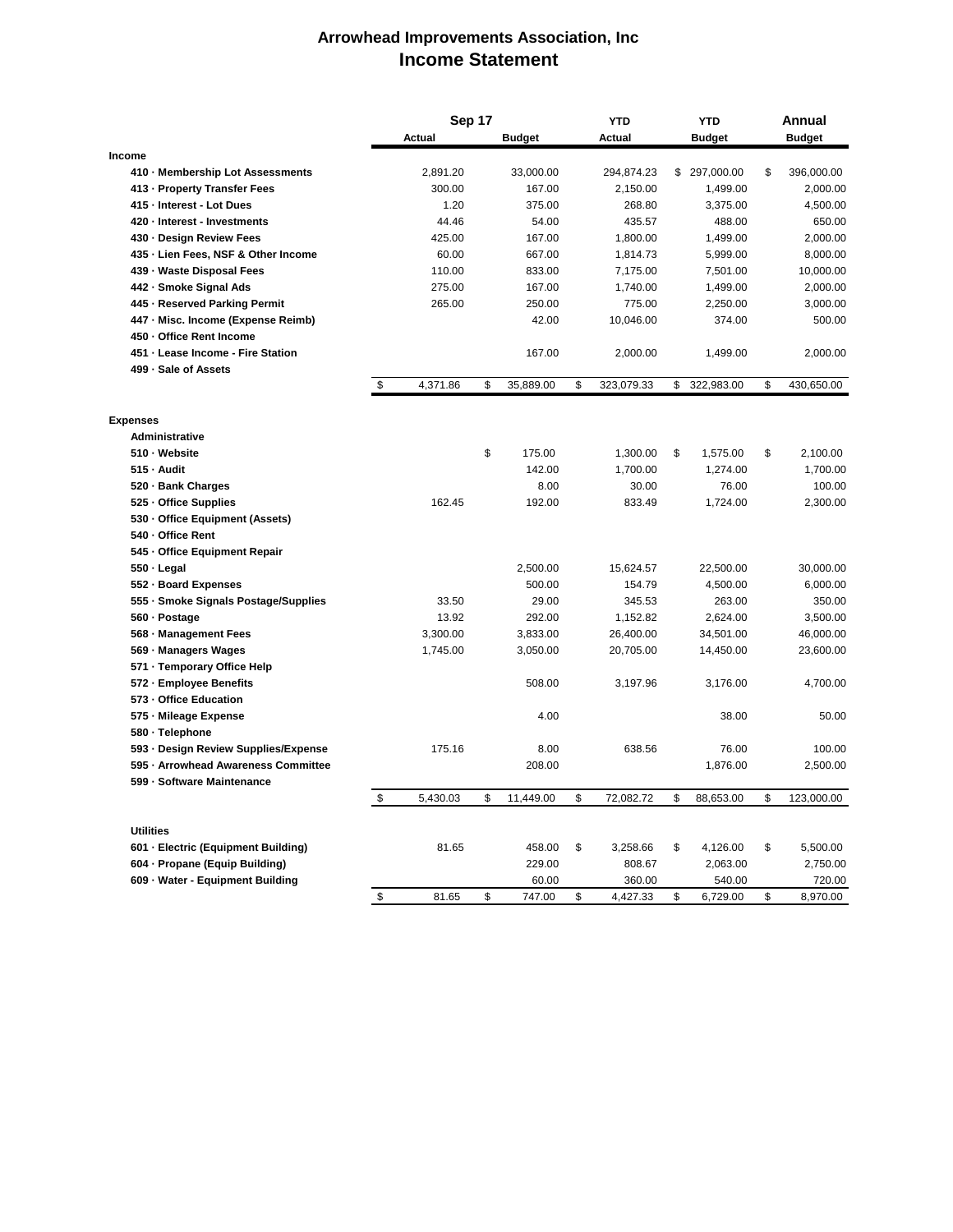# Arrowhead Improvements Association, Inc
## Income Statement

| | Sep 17 | | YTD | YTD | Annual |
|---|---|---|---|---|---|
| | Actual | Budget | Actual | Budget | Budget |
| **Income** | | | | | |
| 410 · Membership Lot Assessments | 2,891.20 | 33,000.00 | 294,874.23 | $ 297,000.00 | $ 396,000.00 |
| 413 · Property Transfer Fees | 300.00 | 167.00 | 2,150.00 | 1,499.00 | 2,000.00 |
| 415 · Interest - Lot Dues | 1.20 | 375.00 | 268.80 | 3,375.00 | 4,500.00 |
| 420 · Interest - Investments | 44.46 | 54.00 | 435.57 | 488.00 | 650.00 |
| 430 · Design Review Fees | 425.00 | 167.00 | 1,800.00 | 1,499.00 | 2,000.00 |
| 435 · Lien Fees, NSF & Other Income | 60.00 | 667.00 | 1,814.73 | 5,999.00 | 8,000.00 |
| 439 · Waste Disposal Fees | 110.00 | 833.00 | 7,175.00 | 7,501.00 | 10,000.00 |
| 442 · Smoke Signal Ads | 275.00 | 167.00 | 1,740.00 | 1,499.00 | 2,000.00 |
| 445 · Reserved Parking Permit | 265.00 | 250.00 | 775.00 | 2,250.00 | 3,000.00 |
| 447 · Misc. Income (Expense Reimb) | | 42.00 | 10,046.00 | 374.00 | 500.00 |
| 450 · Office Rent Income | | | | | |
| 451 · Lease Income - Fire Station | | 167.00 | 2,000.00 | 1,499.00 | 2,000.00 |
| 499 · Sale of Assets | | | | | |
| | $ 4,371.86 | $ 35,889.00 | $ 323,079.33 | $ 322,983.00 | $ 430,650.00 |
| **Expenses** | | | | | |
| **Administrative** | | | | | |
| 510 · Website | | $ 175.00 | 1,300.00 | $ 1,575.00 | $ 2,100.00 |
| 515 · Audit | | 142.00 | 1,700.00 | 1,274.00 | 1,700.00 |
| 520 · Bank Charges | | 8.00 | 30.00 | 76.00 | 100.00 |
| 525 · Office Supplies | 162.45 | 192.00 | 833.49 | 1,724.00 | 2,300.00 |
| 530 · Office Equipment (Assets) | | | | | |
| 540 · Office Rent | | | | | |
| 545 · Office Equipment Repair | | | | | |
| 550 · Legal | | 2,500.00 | 15,624.57 | 22,500.00 | 30,000.00 |
| 552 · Board Expenses | | 500.00 | 154.79 | 4,500.00 | 6,000.00 |
| 555 · Smoke Signals Postage/Supplies | 33.50 | 29.00 | 345.53 | 263.00 | 350.00 |
| 560 · Postage | 13.92 | 292.00 | 1,152.82 | 2,624.00 | 3,500.00 |
| 568 · Management Fees | 3,300.00 | 3,833.00 | 26,400.00 | 34,501.00 | 46,000.00 |
| 569 · Managers Wages | 1,745.00 | 3,050.00 | 20,705.00 | 14,450.00 | 23,600.00 |
| 571 · Temporary Office Help | | | | | |
| 572 · Employee Benefits | | 508.00 | 3,197.96 | 3,176.00 | 4,700.00 |
| 573 · Office Education | | | | | |
| 575 · Mileage Expense | | 4.00 | | 38.00 | 50.00 |
| 580 · Telephone | | | | | |
| 593 · Design Review Supplies/Expense | 175.16 | 8.00 | 638.56 | 76.00 | 100.00 |
| 595 · Arrowhead Awareness Committee | | 208.00 | | 1,876.00 | 2,500.00 |
| 599 · Software Maintenance | | | | | |
| | $ 5,430.03 | $ 11,449.00 | $ 72,082.72 | $ 88,653.00 | $ 123,000.00 |
| **Utilities** | | | | | |
| 601 · Electric (Equipment Building) | 81.65 | 458.00 | $ 3,258.66 | $ 4,126.00 | $ 5,500.00 |
| 604 · Propane (Equip Building) | | 229.00 | 808.67 | 2,063.00 | 2,750.00 |
| 609 · Water - Equipment Building | | 60.00 | 360.00 | 540.00 | 720.00 |
| | $ 81.65 | $ 747.00 | $ 4,427.33 | $ 6,729.00 | $ 8,970.00 |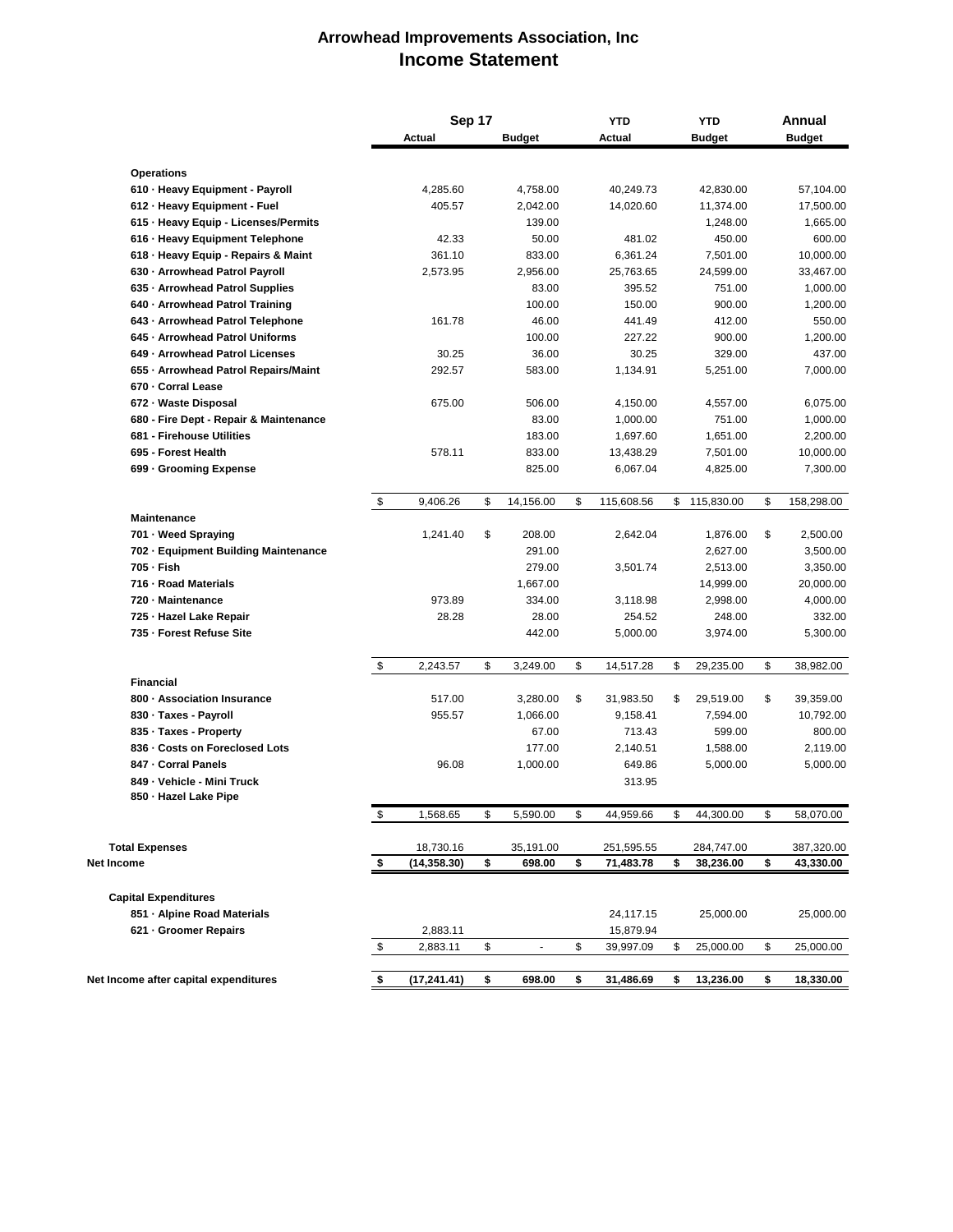# Arrowhead Improvements Association, Inc
## Income Statement

| | Sep 17 Actual | Sep 17 Budget | YTD Actual | YTD Budget | Annual Budget |
|---|---|---|---|---|---|
| **Operations** | | | | | |
| 610 · Heavy Equipment - Payroll | 4,285.60 | 4,758.00 | 40,249.73 | 42,830.00 | 57,104.00 |
| 612 · Heavy Equipment - Fuel | 405.57 | 2,042.00 | 14,020.60 | 11,374.00 | 17,500.00 |
| 615 · Heavy Equip - Licenses/Permits | | 139.00 | | 1,248.00 | 1,665.00 |
| 616 · Heavy Equipment Telephone | 42.33 | 50.00 | 481.02 | 450.00 | 600.00 |
| 618 · Heavy Equip - Repairs & Maint | 361.10 | 833.00 | 6,361.24 | 7,501.00 | 10,000.00 |
| 630 · Arrowhead Patrol Payroll | 2,573.95 | 2,956.00 | 25,763.65 | 24,599.00 | 33,467.00 |
| 635 · Arrowhead Patrol Supplies | | 83.00 | 395.52 | 751.00 | 1,000.00 |
| 640 · Arrowhead Patrol Training | | 100.00 | 150.00 | 900.00 | 1,200.00 |
| 643 · Arrowhead Patrol Telephone | 161.78 | 46.00 | 441.49 | 412.00 | 550.00 |
| 645 · Arrowhead Patrol Uniforms | | 100.00 | 227.22 | 900.00 | 1,200.00 |
| 649 · Arrowhead Patrol Licenses | 30.25 | 36.00 | 30.25 | 329.00 | 437.00 |
| 655 · Arrowhead Patrol Repairs/Maint | 292.57 | 583.00 | 1,134.91 | 5,251.00 | 7,000.00 |
| 670 · Corral Lease | | | | | |
| 672 · Waste Disposal | 675.00 | 506.00 | 4,150.00 | 4,557.00 | 6,075.00 |
| 680 - Fire Dept - Repair & Maintenance | | 83.00 | 1,000.00 | 751.00 | 1,000.00 |
| 681 - Firehouse Utilities | | 183.00 | 1,697.60 | 1,651.00 | 2,200.00 |
| 695 - Forest Health | 578.11 | 833.00 | 13,438.29 | 7,501.00 | 10,000.00 |
| 699 · Grooming Expense | | 825.00 | 6,067.04 | 4,825.00 | 7,300.00 |
| | $ 9,406.26 | $ 14,156.00 | $ 115,608.56 | $ 115,830.00 | $ 158,298.00 |
| **Maintenance** | | | | | |
| 701 · Weed Spraying | 1,241.40 | $ 208.00 | 2,642.04 | 1,876.00 | $ 2,500.00 |
| 702 · Equipment Building Maintenance | | 291.00 | | 2,627.00 | 3,500.00 |
| 705 · Fish | | 279.00 | 3,501.74 | 2,513.00 | 3,350.00 |
| 716 · Road Materials | | 1,667.00 | | 14,999.00 | 20,000.00 |
| 720 · Maintenance | 973.89 | 334.00 | 3,118.98 | 2,998.00 | 4,000.00 |
| 725 · Hazel Lake Repair | 28.28 | 28.00 | 254.52 | 248.00 | 332.00 |
| 735 · Forest Refuse Site | | 442.00 | 5,000.00 | 3,974.00 | 5,300.00 |
| | $ 2,243.57 | $ 3,249.00 | $ 14,517.28 | $ 29,235.00 | $ 38,982.00 |
| **Financial** | | | | | |
| 800 · Association Insurance | 517.00 | 3,280.00 | $ 31,983.50 | $ 29,519.00 | $ 39,359.00 |
| 830 · Taxes - Payroll | 955.57 | 1,066.00 | 9,158.41 | 7,594.00 | 10,792.00 |
| 835 · Taxes - Property | | 67.00 | 713.43 | 599.00 | 800.00 |
| 836 · Costs on Foreclosed Lots | | 177.00 | 2,140.51 | 1,588.00 | 2,119.00 |
| 847 · Corral Panels | 96.08 | 1,000.00 | 649.86 | 5,000.00 | 5,000.00 |
| 849 · Vehicle - Mini Truck | | | 313.95 | | |
| 850 · Hazel Lake Pipe | | | | | |
| | $ 1,568.65 | $ 5,590.00 | $ 44,959.66 | $ 44,300.00 | $ 58,070.00 |
| **Total Expenses** | 18,730.16 | 35,191.00 | 251,595.55 | 284,747.00 | 387,320.00 |
| **Net Income** | **$ (14,358.30)** | **$ 698.00** | **$ 71,483.78** | **$ 38,236.00** | **$ 43,330.00** |
| **Capital Expenditures** | | | | | |
| 851 · Alpine Road Materials | | | 24,117.15 | 25,000.00 | 25,000.00 |
| 621 · Groomer Repairs | 2,883.11 | | 15,879.94 | | |
| | $ 2,883.11 | $ - | $ 39,997.09 | $ 25,000.00 | $ 25,000.00 |
| **Net Income after capital expenditures** | **$ (17,241.41)** | **$ 698.00** | **$ 31,486.69** | **$ 13,236.00** | **$ 18,330.00** |